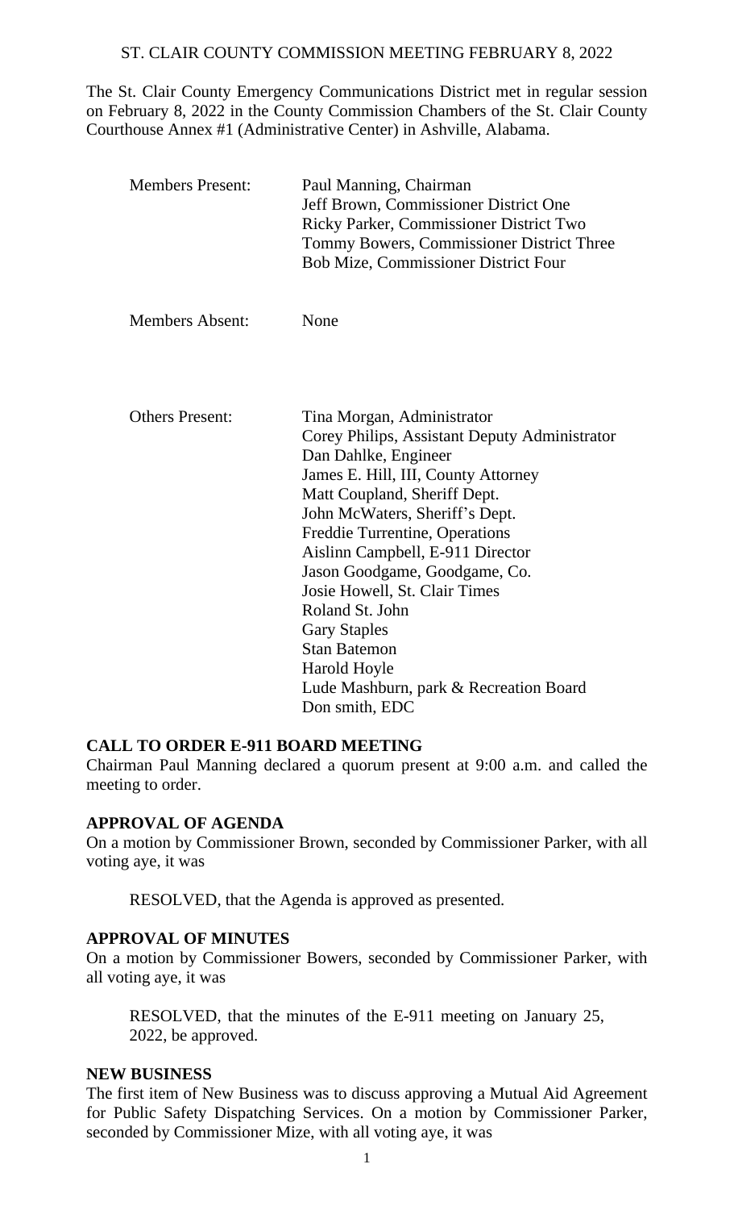ST. CLAIR COUNTY COMMISSION MEETING FEBRUARY 8, 2022

The St. Clair County Emergency Communications District met in regular session on February 8, 2022 in the County Commission Chambers of the St. Clair County Courthouse Annex #1 (Administrative Center) in Ashville, Alabama.

| | |
|---|---|
| Members Present: | Paul Manning, Chairman<br>Jeff Brown, Commissioner District One<br>Ricky Parker, Commissioner District Two<br>Tommy Bowers, Commissioner District Three<br>Bob Mize, Commissioner District Four |
| Members Absent: | None |
| Others Present: | Tina Morgan, Administrator<br>Corey Philips, Assistant Deputy Administrator<br>Dan Dahlke, Engineer<br>James E. Hill, III, County Attorney<br>Matt Coupland, Sheriff Dept.<br>John McWaters, Sheriff's Dept.<br>Freddie Turrentine, Operations<br>Aislinn Campbell, E-911 Director<br>Jason Goodgame, Goodgame, Co.<br>Josie Howell, St. Clair Times<br>Roland St. John<br>Gary Staples<br>Stan Batemon<br>Harold Hoyle<br>Lude Mashburn, park & Recreation Board<br>Don smith, EDC |

**CALL TO ORDER E-911 BOARD MEETING**

Chairman Paul Manning declared a quorum present at 9:00 a.m. and called the meeting to order.

**APPROVAL OF AGENDA**

On a motion by Commissioner Brown, seconded by Commissioner Parker, with all voting aye, it was

RESOLVED, that the Agenda is approved as presented.

**APPROVAL OF MINUTES**

On a motion by Commissioner Bowers, seconded by Commissioner Parker, with all voting aye, it was

RESOLVED, that the minutes of the E-911 meeting on January 25, 2022, be approved.

**NEW BUSINESS**

The first item of New Business was to discuss approving a Mutual Aid Agreement for Public Safety Dispatching Services. On a motion by Commissioner Parker, seconded by Commissioner Mize, with all voting aye, it was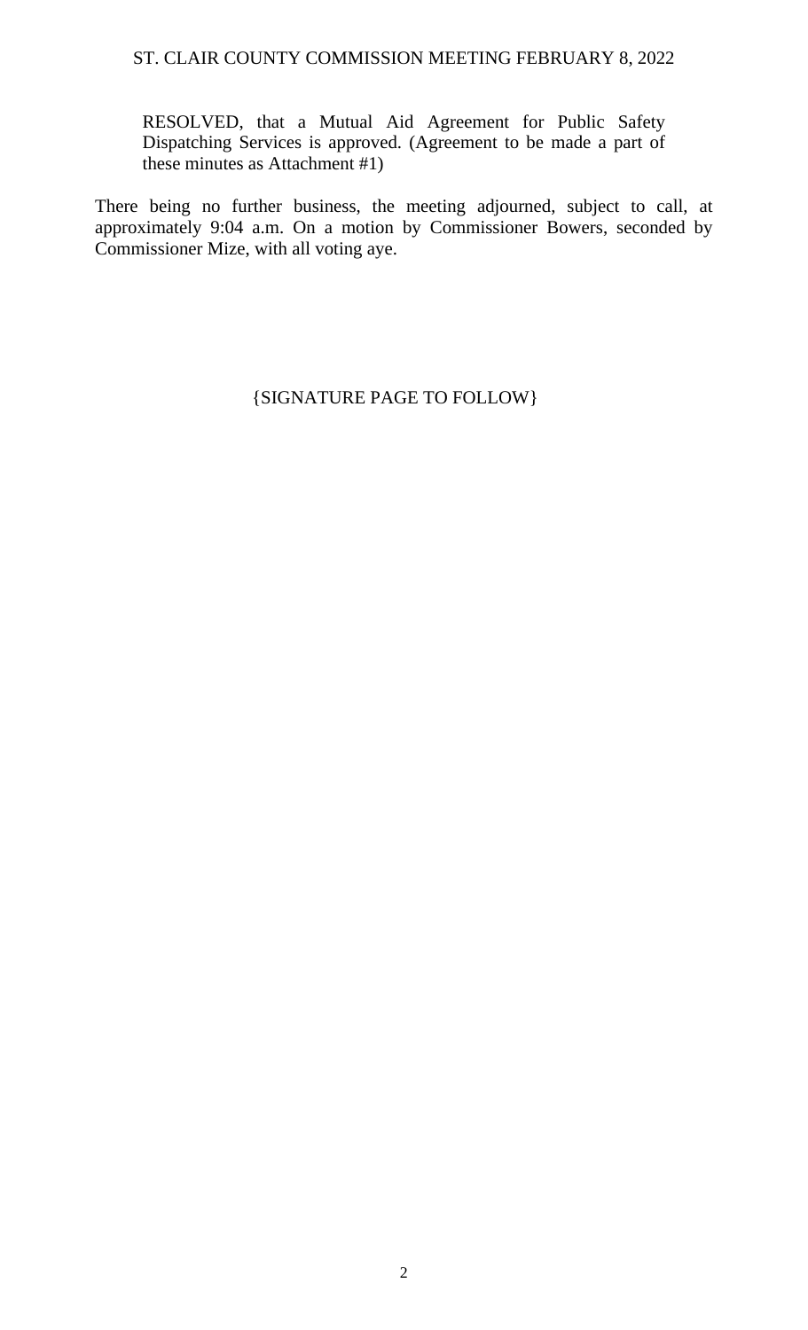RESOLVED, that a Mutual Aid Agreement for Public Safety Dispatching Services is approved. (Agreement to be made a part of these minutes as Attachment #1)

There being no further business, the meeting adjourned, subject to call, at approximately 9:04 a.m. On a motion by Commissioner Bowers, seconded by Commissioner Mize, with all voting aye.

{SIGNATURE PAGE TO FOLLOW}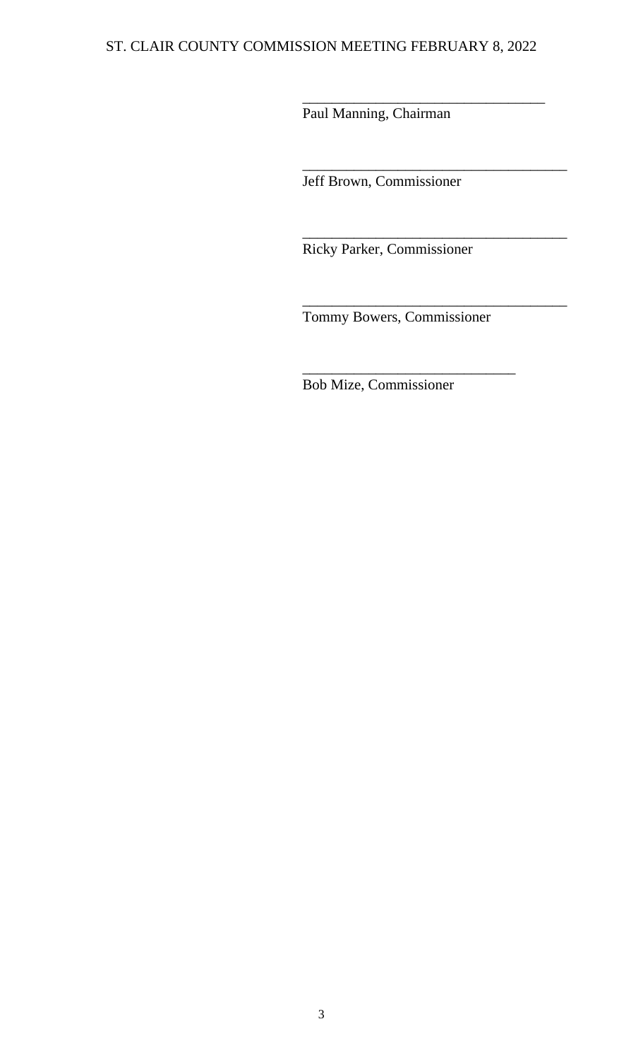\_\_\_\_\_\_\_\_\_\_\_\_\_\_\_\_\_\_\_\_\_\_\_\_\_\_\_\_\_\_\_\_\_\_
Paul Manning, Chairman

\_\_\_\_\_\_\_\_\_\_\_\_\_\_\_\_\_\_\_\_\_\_\_\_\_\_\_\_\_\_\_\_\_\_\_\_\_
Jeff Brown, Commissioner

\_\_\_\_\_\_\_\_\_\_\_\_\_\_\_\_\_\_\_\_\_\_\_\_\_\_\_\_\_\_\_\_\_\_\_\_\_
Ricky Parker, Commissioner

\_\_\_\_\_\_\_\_\_\_\_\_\_\_\_\_\_\_\_\_\_\_\_\_\_\_\_\_\_\_\_\_\_\_\_\_\_
Tommy Bowers, Commissioner

\_\_\_\_\_\_\_\_\_\_\_\_\_\_\_\_\_\_\_\_\_\_\_\_\_\_\_\_\_\_
Bob Mize, Commissioner